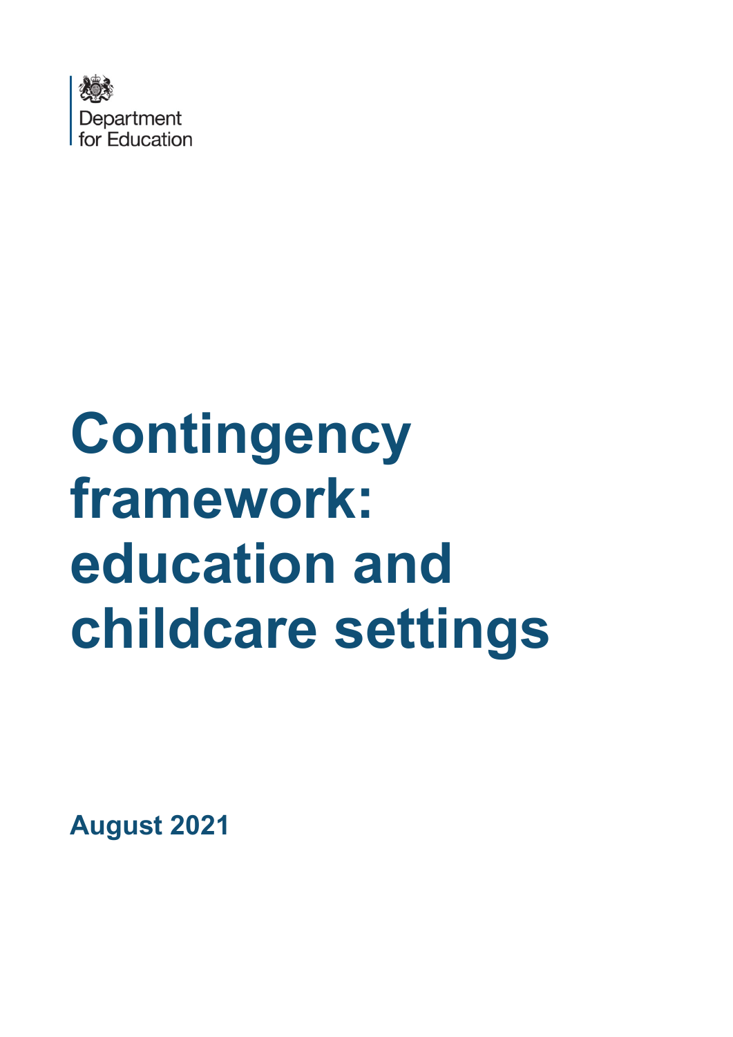Department for Education

# Contingency framework: education and childcare settings

**August 2021**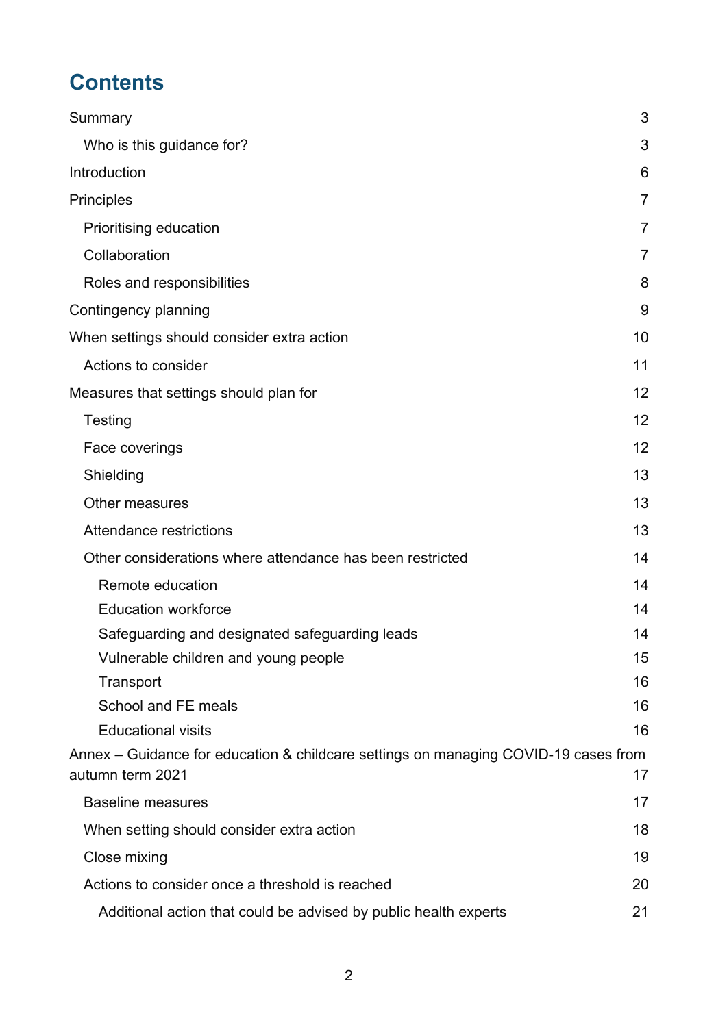# Contents

- Summary 3
  - Who is this guidance for? 3
- Introduction 6
- Principles 7
  - Prioritising education 7
  - Collaboration 7
  - Roles and responsibilities 8
- Contingency planning 9
- When settings should consider extra action 10
  - Actions to consider 11
- Measures that settings should plan for 12
  - Testing 12
  - Face coverings 12
  - Shielding 13
  - Other measures 13
  - Attendance restrictions 13
  - Other considerations where attendance has been restricted 14
    - Remote education 14
    - Education workforce 14
    - Safeguarding and designated safeguarding leads 14
    - Vulnerable children and young people 15
    - Transport 16
    - School and FE meals 16
    - Educational visits 16
- Annex – Guidance for education & childcare settings on managing COVID-19 cases from autumn term 2021 17
  - Baseline measures 17
  - When setting should consider extra action 18
  - Close mixing 19
  - Actions to consider once a threshold is reached 20
    - Additional action that could be advised by public health experts 21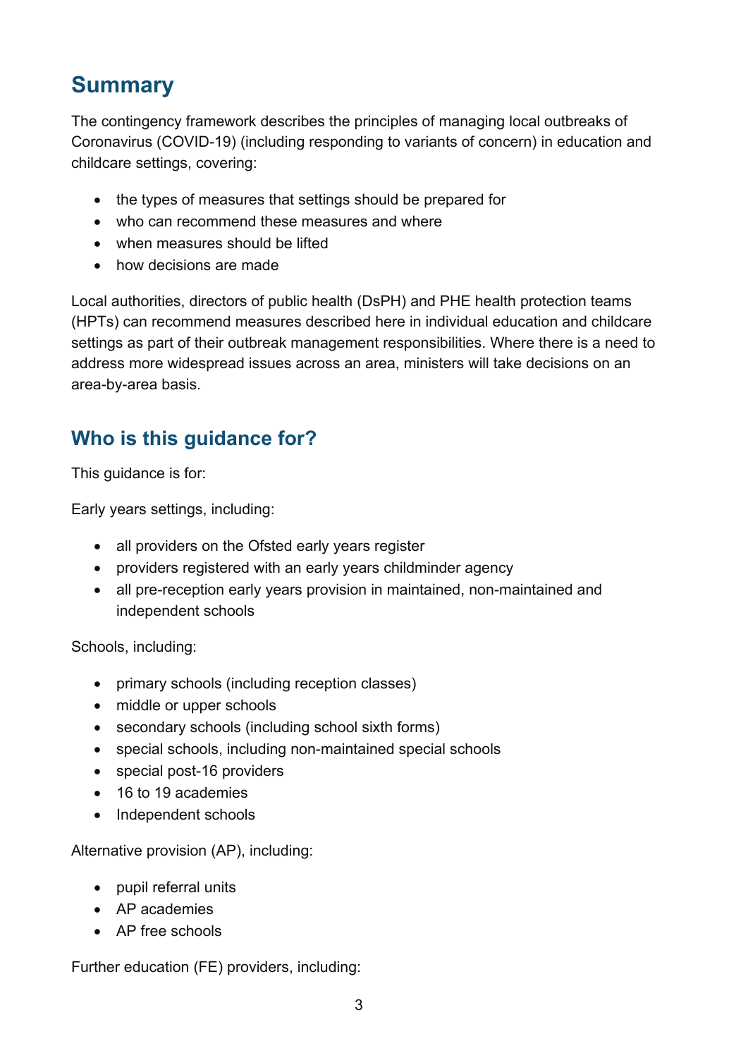## Summary

The contingency framework describes the principles of managing local outbreaks of Coronavirus (COVID-19) (including responding to variants of concern) in education and childcare settings, covering:

- the types of measures that settings should be prepared for
- who can recommend these measures and where
- when measures should be lifted
- how decisions are made

Local authorities, directors of public health (DsPH) and PHE health protection teams (HPTs) can recommend measures described here in individual education and childcare settings as part of their outbreak management responsibilities. Where there is a need to address more widespread issues across an area, ministers will take decisions on an area-by-area basis.

## Who is this guidance for?

This guidance is for:

Early years settings, including:

- all providers on the Ofsted early years register
- providers registered with an early years childminder agency
- all pre-reception early years provision in maintained, non-maintained and independent schools

Schools, including:

- primary schools (including reception classes)
- middle or upper schools
- secondary schools (including school sixth forms)
- special schools, including non-maintained special schools
- special post-16 providers
- 16 to 19 academies
- Independent schools

Alternative provision (AP), including:

- pupil referral units
- AP academies
- AP free schools

Further education (FE) providers, including: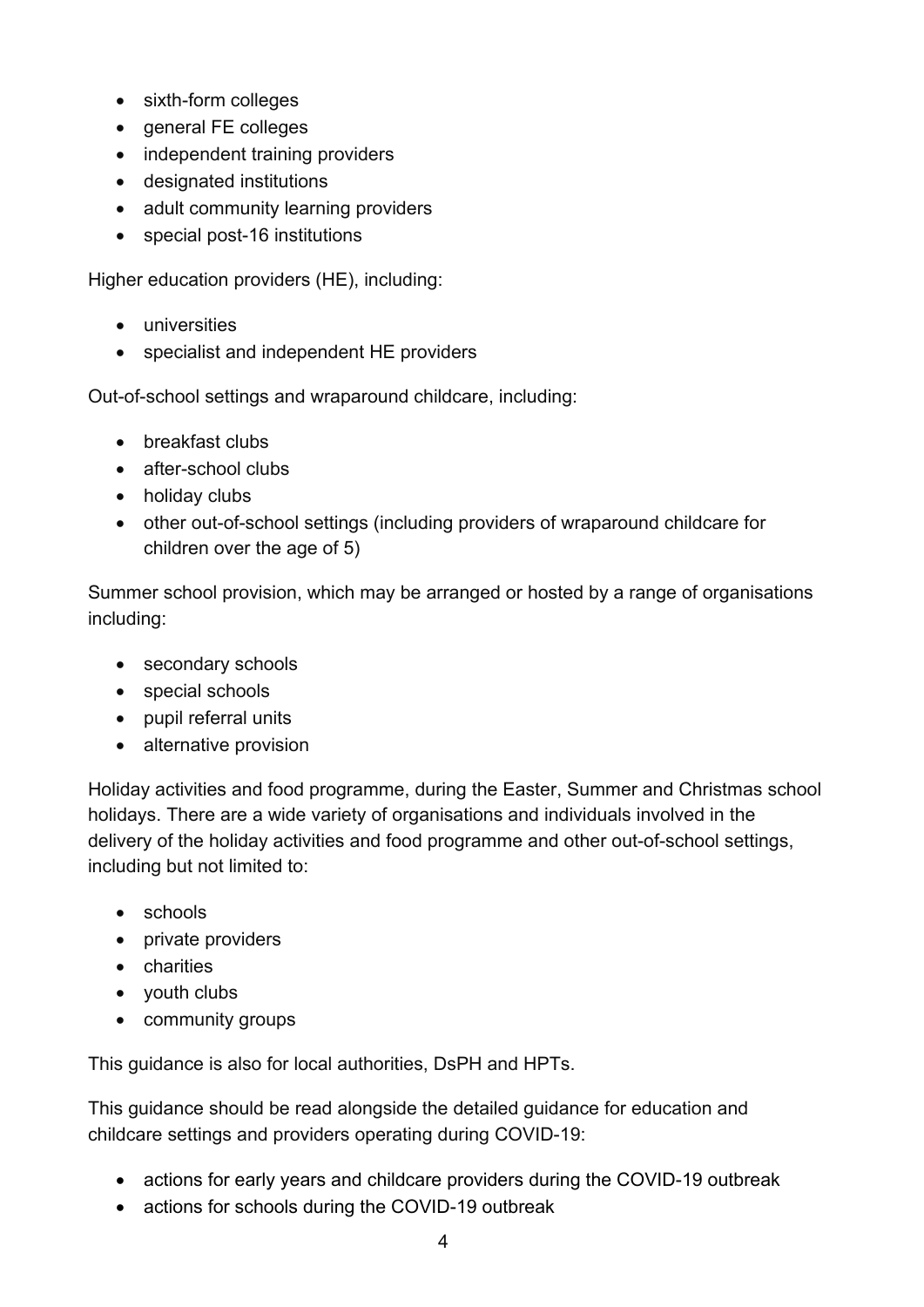- sixth-form colleges
- general FE colleges
- independent training providers
- designated institutions
- adult community learning providers
- special post-16 institutions

Higher education providers (HE), including:

- universities
- specialist and independent HE providers

Out-of-school settings and wraparound childcare, including:

- breakfast clubs
- after-school clubs
- holiday clubs
- other out-of-school settings (including providers of wraparound childcare for children over the age of 5)

Summer school provision, which may be arranged or hosted by a range of organisations including:

- secondary schools
- special schools
- pupil referral units
- alternative provision

Holiday activities and food programme, during the Easter, Summer and Christmas school holidays. There are a wide variety of organisations and individuals involved in the delivery of the holiday activities and food programme and other out-of-school settings, including but not limited to:

- schools
- private providers
- charities
- youth clubs
- community groups

This guidance is also for local authorities, DsPH and HPTs.

This guidance should be read alongside the detailed guidance for education and childcare settings and providers operating during COVID-19:

- actions for early years and childcare providers during the COVID-19 outbreak
- actions for schools during the COVID-19 outbreak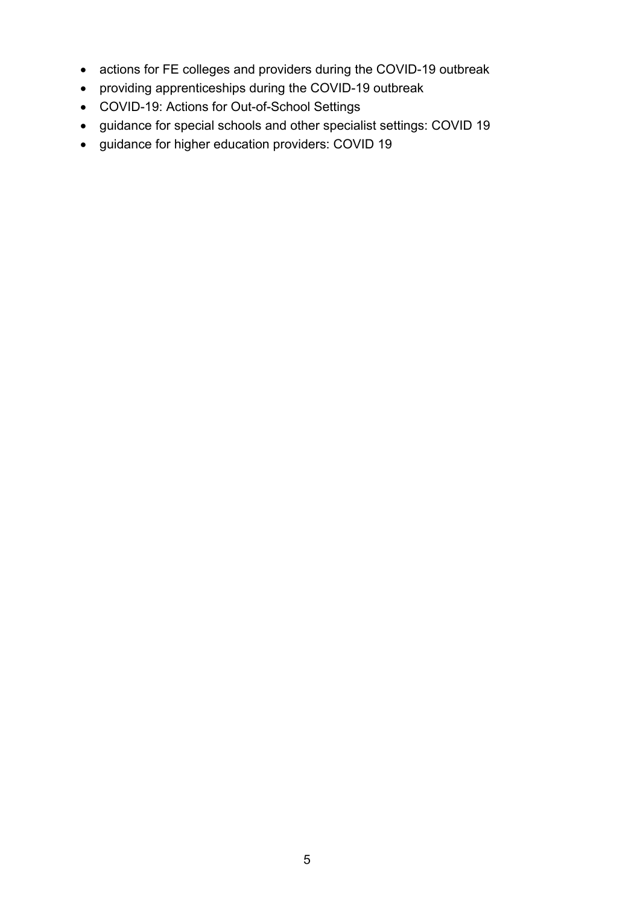- actions for FE colleges and providers during the COVID-19 outbreak
- providing apprenticeships during the COVID-19 outbreak
- COVID-19: Actions for Out-of-School Settings
- guidance for special schools and other specialist settings: COVID 19
- guidance for higher education providers: COVID 19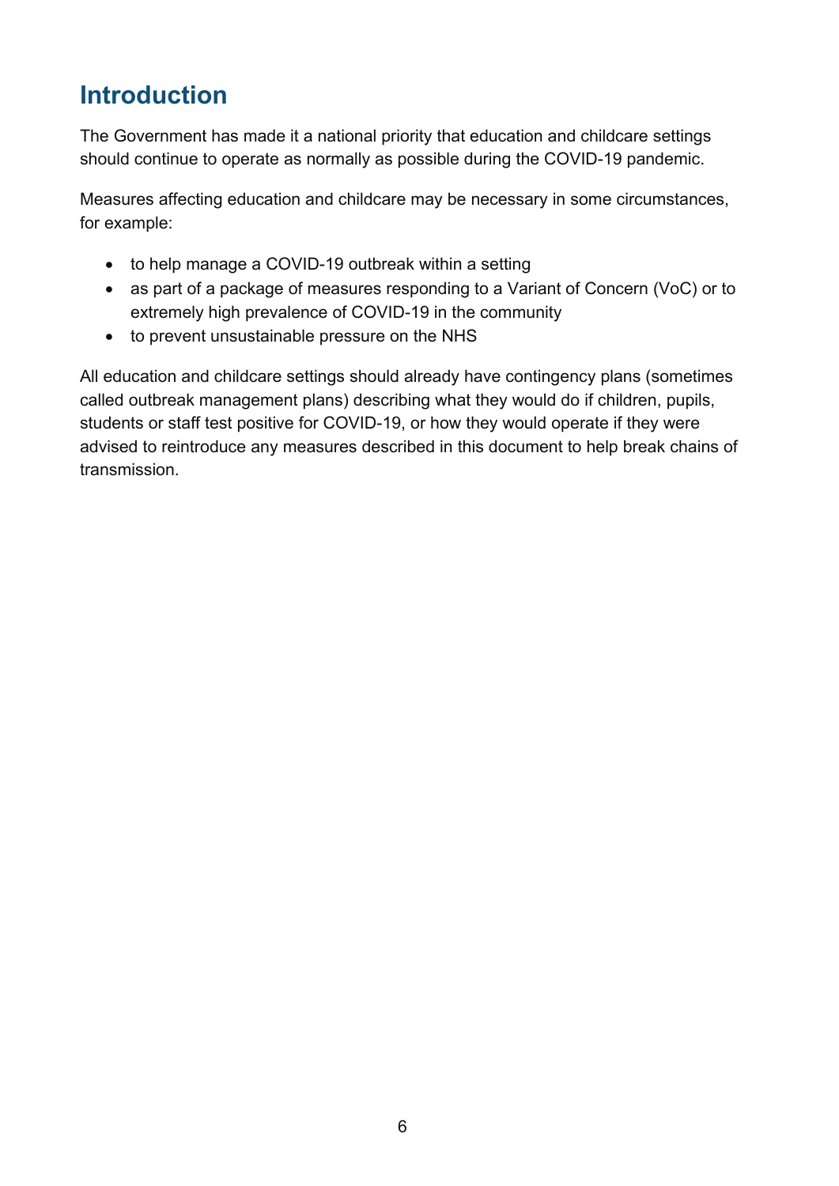## Introduction

The Government has made it a national priority that education and childcare settings should continue to operate as normally as possible during the COVID-19 pandemic.

Measures affecting education and childcare may be necessary in some circumstances, for example:

- to help manage a COVID-19 outbreak within a setting
- as part of a package of measures responding to a Variant of Concern (VoC) or to extremely high prevalence of COVID-19 in the community
- to prevent unsustainable pressure on the NHS

All education and childcare settings should already have contingency plans (sometimes called outbreak management plans) describing what they would do if children, pupils, students or staff test positive for COVID-19, or how they would operate if they were advised to reintroduce any measures described in this document to help break chains of transmission.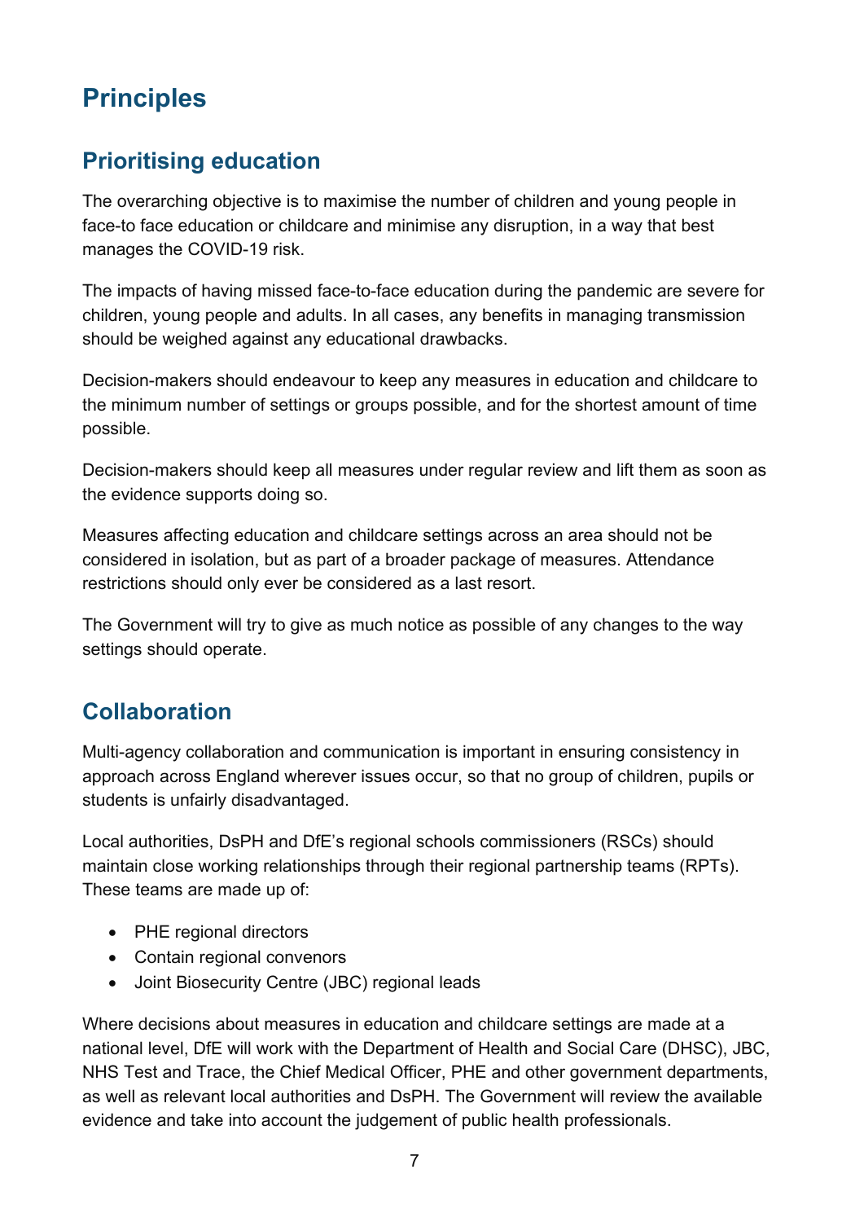# Principles

## Prioritising education

The overarching objective is to maximise the number of children and young people in face-to face education or childcare and minimise any disruption, in a way that best manages the COVID-19 risk.

The impacts of having missed face-to-face education during the pandemic are severe for children, young people and adults. In all cases, any benefits in managing transmission should be weighed against any educational drawbacks.

Decision-makers should endeavour to keep any measures in education and childcare to the minimum number of settings or groups possible, and for the shortest amount of time possible.

Decision-makers should keep all measures under regular review and lift them as soon as the evidence supports doing so.

Measures affecting education and childcare settings across an area should not be considered in isolation, but as part of a broader package of measures. Attendance restrictions should only ever be considered as a last resort.

The Government will try to give as much notice as possible of any changes to the way settings should operate.

## Collaboration

Multi-agency collaboration and communication is important in ensuring consistency in approach across England wherever issues occur, so that no group of children, pupils or students is unfairly disadvantaged.

Local authorities, DsPH and DfE's regional schools commissioners (RSCs) should maintain close working relationships through their regional partnership teams (RPTs). These teams are made up of:

- PHE regional directors
- Contain regional convenors
- Joint Biosecurity Centre (JBC) regional leads

Where decisions about measures in education and childcare settings are made at a national level, DfE will work with the Department of Health and Social Care (DHSC), JBC, NHS Test and Trace, the Chief Medical Officer, PHE and other government departments, as well as relevant local authorities and DsPH. The Government will review the available evidence and take into account the judgement of public health professionals.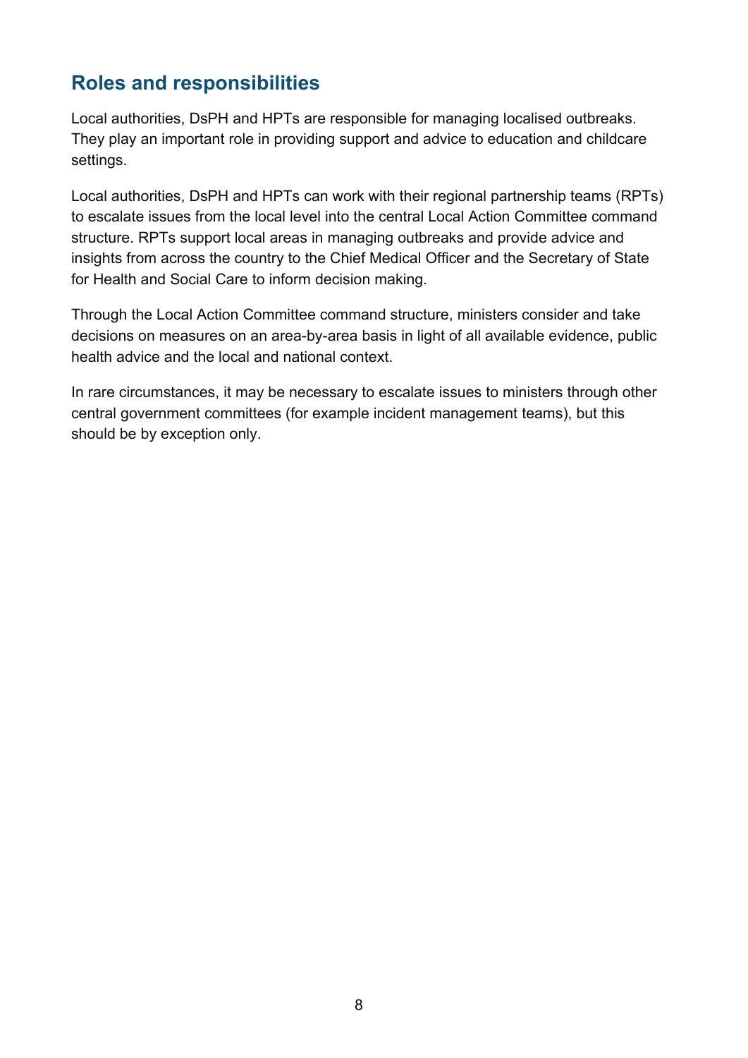## Roles and responsibilities

Local authorities, DsPH and HPTs are responsible for managing localised outbreaks. They play an important role in providing support and advice to education and childcare settings.

Local authorities, DsPH and HPTs can work with their regional partnership teams (RPTs) to escalate issues from the local level into the central Local Action Committee command structure. RPTs support local areas in managing outbreaks and provide advice and insights from across the country to the Chief Medical Officer and the Secretary of State for Health and Social Care to inform decision making.

Through the Local Action Committee command structure, ministers consider and take decisions on measures on an area-by-area basis in light of all available evidence, public health advice and the local and national context.

In rare circumstances, it may be necessary to escalate issues to ministers through other central government committees (for example incident management teams), but this should be by exception only.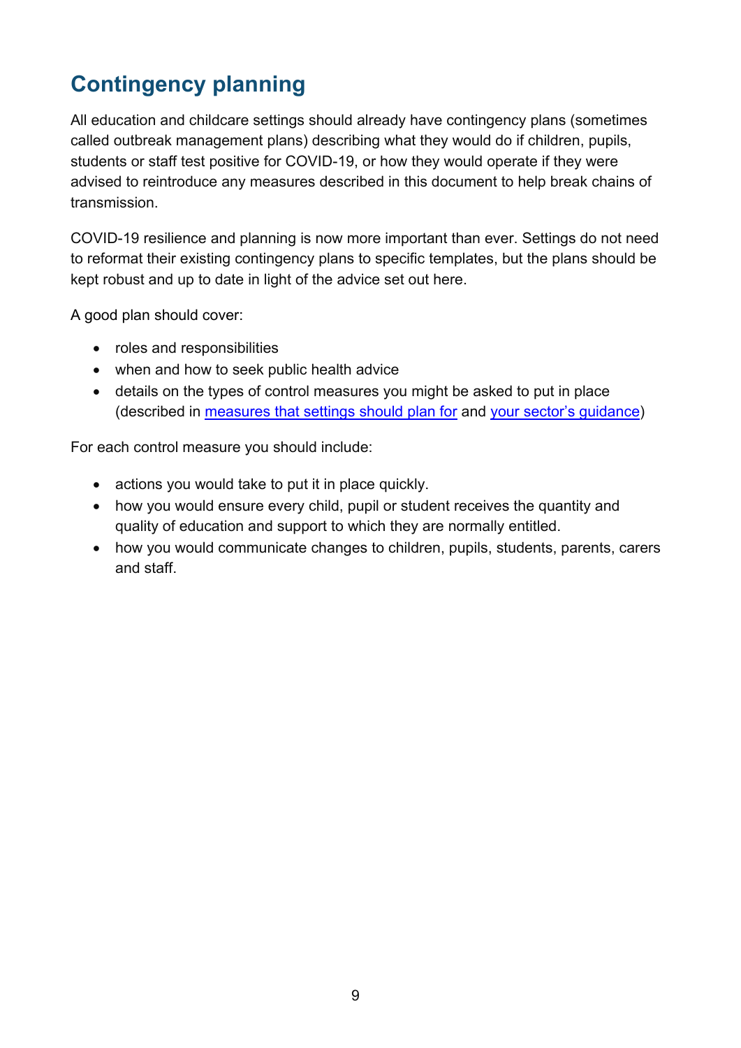## Contingency planning

All education and childcare settings should already have contingency plans (sometimes called outbreak management plans) describing what they would do if children, pupils, students or staff test positive for COVID-19, or how they would operate if they were advised to reintroduce any measures described in this document to help break chains of transmission.

COVID-19 resilience and planning is now more important than ever. Settings do not need to reformat their existing contingency plans to specific templates, but the plans should be kept robust and up to date in light of the advice set out here.

A good plan should cover:

- roles and responsibilities
- when and how to seek public health advice
- details on the types of control measures you might be asked to put in place (described in measures that settings should plan for and your sector's guidance)

For each control measure you should include:

- actions you would take to put it in place quickly.
- how you would ensure every child, pupil or student receives the quantity and quality of education and support to which they are normally entitled.
- how you would communicate changes to children, pupils, students, parents, carers and staff.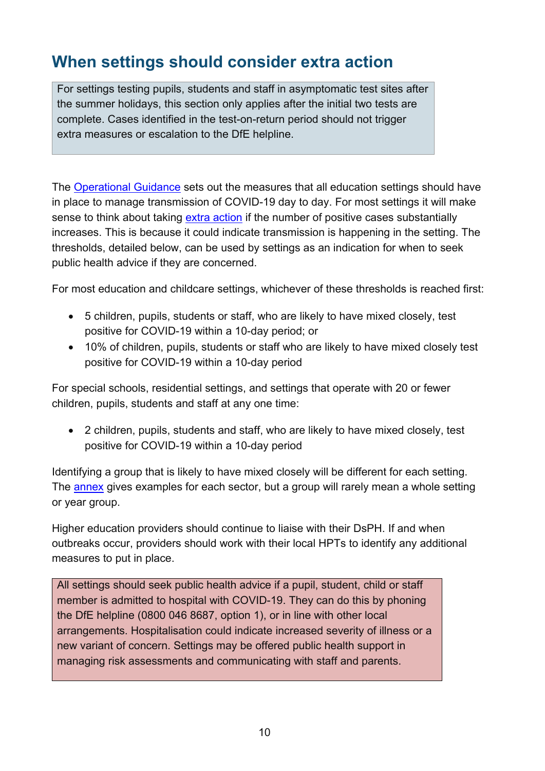## When settings should consider extra action

For settings testing pupils, students and staff in asymptomatic test sites after the summer holidays, this section only applies after the initial two tests are complete. Cases identified in the test-on-return period should not trigger extra measures or escalation to the DfE helpline.

The Operational Guidance sets out the measures that all education settings should have in place to manage transmission of COVID-19 day to day. For most settings it will make sense to think about taking extra action if the number of positive cases substantially increases. This is because it could indicate transmission is happening in the setting. The thresholds, detailed below, can be used by settings as an indication for when to seek public health advice if they are concerned.

For most education and childcare settings, whichever of these thresholds is reached first:

- 5 children, pupils, students or staff, who are likely to have mixed closely, test positive for COVID-19 within a 10-day period; or
- 10% of children, pupils, students or staff who are likely to have mixed closely test positive for COVID-19 within a 10-day period

For special schools, residential settings, and settings that operate with 20 or fewer children, pupils, students and staff at any one time:

- 2 children, pupils, students and staff, who are likely to have mixed closely, test positive for COVID-19 within a 10-day period

Identifying a group that is likely to have mixed closely will be different for each setting. The annex gives examples for each sector, but a group will rarely mean a whole setting or year group.

Higher education providers should continue to liaise with their DsPH. If and when outbreaks occur, providers should work with their local HPTs to identify any additional measures to put in place.

All settings should seek public health advice if a pupil, student, child or staff member is admitted to hospital with COVID-19. They can do this by phoning the DfE helpline (0800 046 8687, option 1), or in line with other local arrangements. Hospitalisation could indicate increased severity of illness or a new variant of concern. Settings may be offered public health support in managing risk assessments and communicating with staff and parents.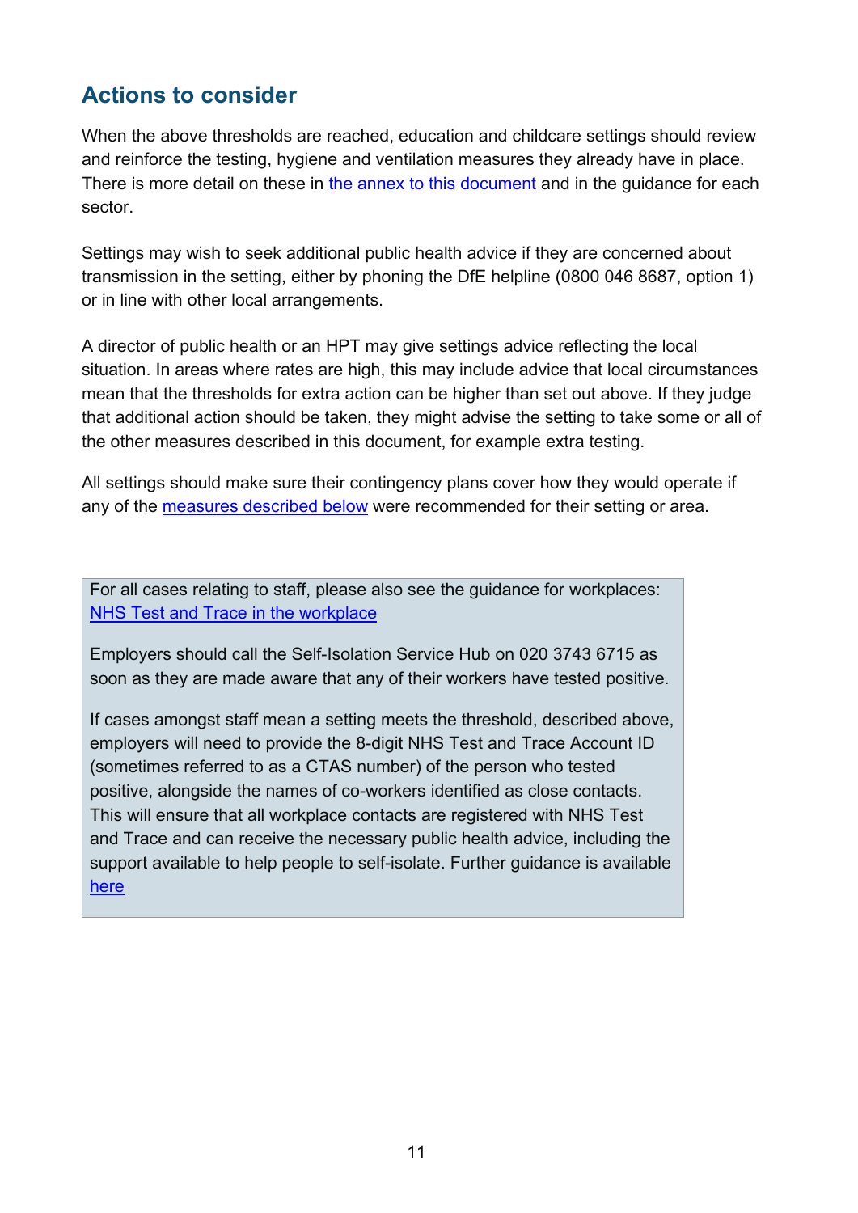## Actions to consider

When the above thresholds are reached, education and childcare settings should review and reinforce the testing, hygiene and ventilation measures they already have in place. There is more detail on these in the annex to this document and in the guidance for each sector.

Settings may wish to seek additional public health advice if they are concerned about transmission in the setting, either by phoning the DfE helpline (0800 046 8687, option 1) or in line with other local arrangements.

A director of public health or an HPT may give settings advice reflecting the local situation. In areas where rates are high, this may include advice that local circumstances mean that the thresholds for extra action can be higher than set out above. If they judge that additional action should be taken, they might advise the setting to take some or all of the other measures described in this document, for example extra testing.

All settings should make sure their contingency plans cover how they would operate if any of the measures described below were recommended for their setting or area.

> For all cases relating to staff, please also see the guidance for workplaces: NHS Test and Trace in the workplace
>
> Employers should call the Self-Isolation Service Hub on 020 3743 6715 as soon as they are made aware that any of their workers have tested positive.
>
> If cases amongst staff mean a setting meets the threshold, described above, employers will need to provide the 8-digit NHS Test and Trace Account ID (sometimes referred to as a CTAS number) of the person who tested positive, alongside the names of co-workers identified as close contacts. This will ensure that all workplace contacts are registered with NHS Test and Trace and can receive the necessary public health advice, including the support available to help people to self-isolate. Further guidance is available here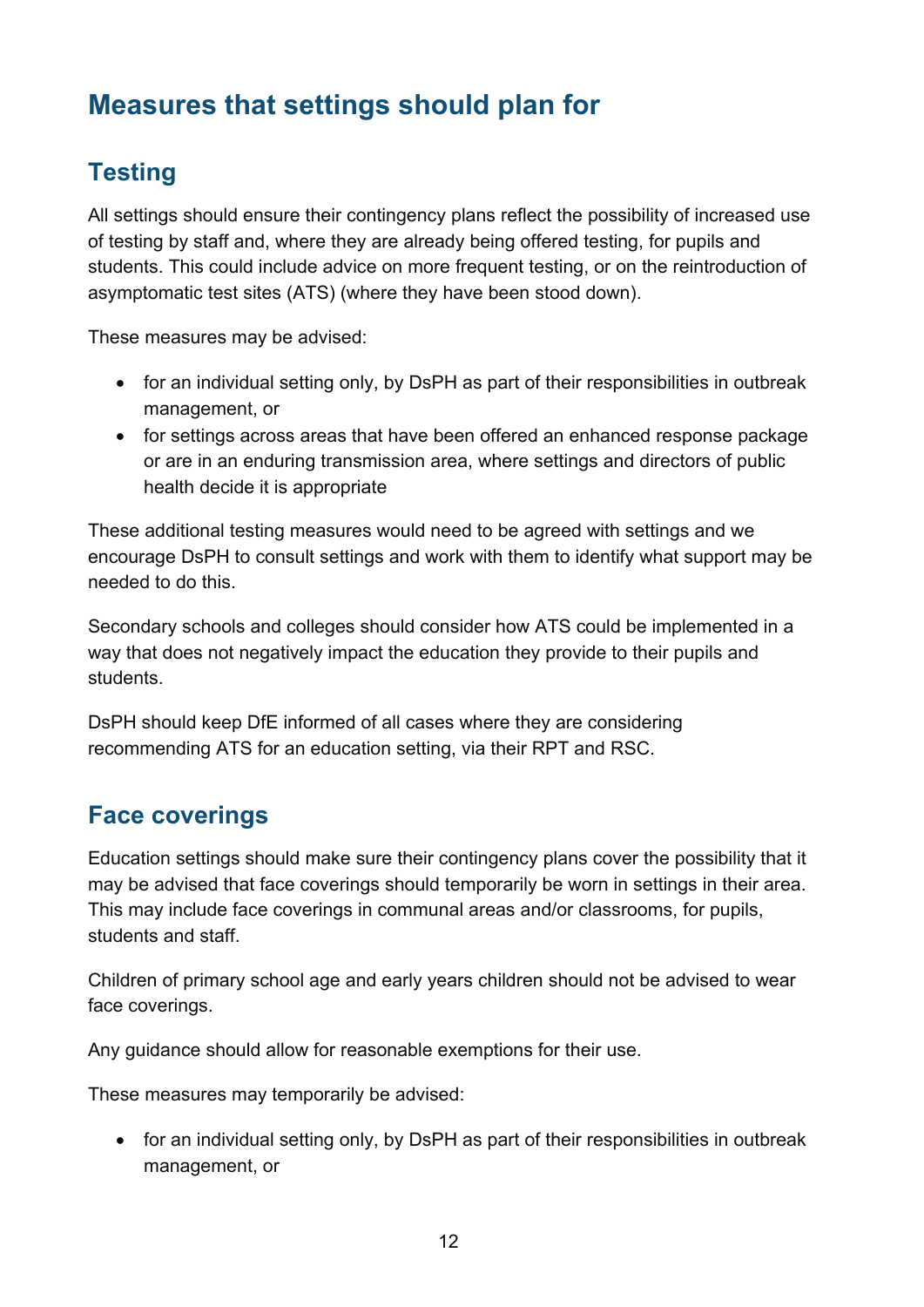## Measures that settings should plan for

### Testing

All settings should ensure their contingency plans reflect the possibility of increased use of testing by staff and, where they are already being offered testing, for pupils and students. This could include advice on more frequent testing, or on the reintroduction of asymptomatic test sites (ATS) (where they have been stood down).

These measures may be advised:

- for an individual setting only, by DsPH as part of their responsibilities in outbreak management, or
- for settings across areas that have been offered an enhanced response package or are in an enduring transmission area, where settings and directors of public health decide it is appropriate

These additional testing measures would need to be agreed with settings and we encourage DsPH to consult settings and work with them to identify what support may be needed to do this.

Secondary schools and colleges should consider how ATS could be implemented in a way that does not negatively impact the education they provide to their pupils and students.

DsPH should keep DfE informed of all cases where they are considering recommending ATS for an education setting, via their RPT and RSC.

### Face coverings

Education settings should make sure their contingency plans cover the possibility that it may be advised that face coverings should temporarily be worn in settings in their area. This may include face coverings in communal areas and/or classrooms, for pupils, students and staff.

Children of primary school age and early years children should not be advised to wear face coverings.

Any guidance should allow for reasonable exemptions for their use.

These measures may temporarily be advised:

- for an individual setting only, by DsPH as part of their responsibilities in outbreak management, or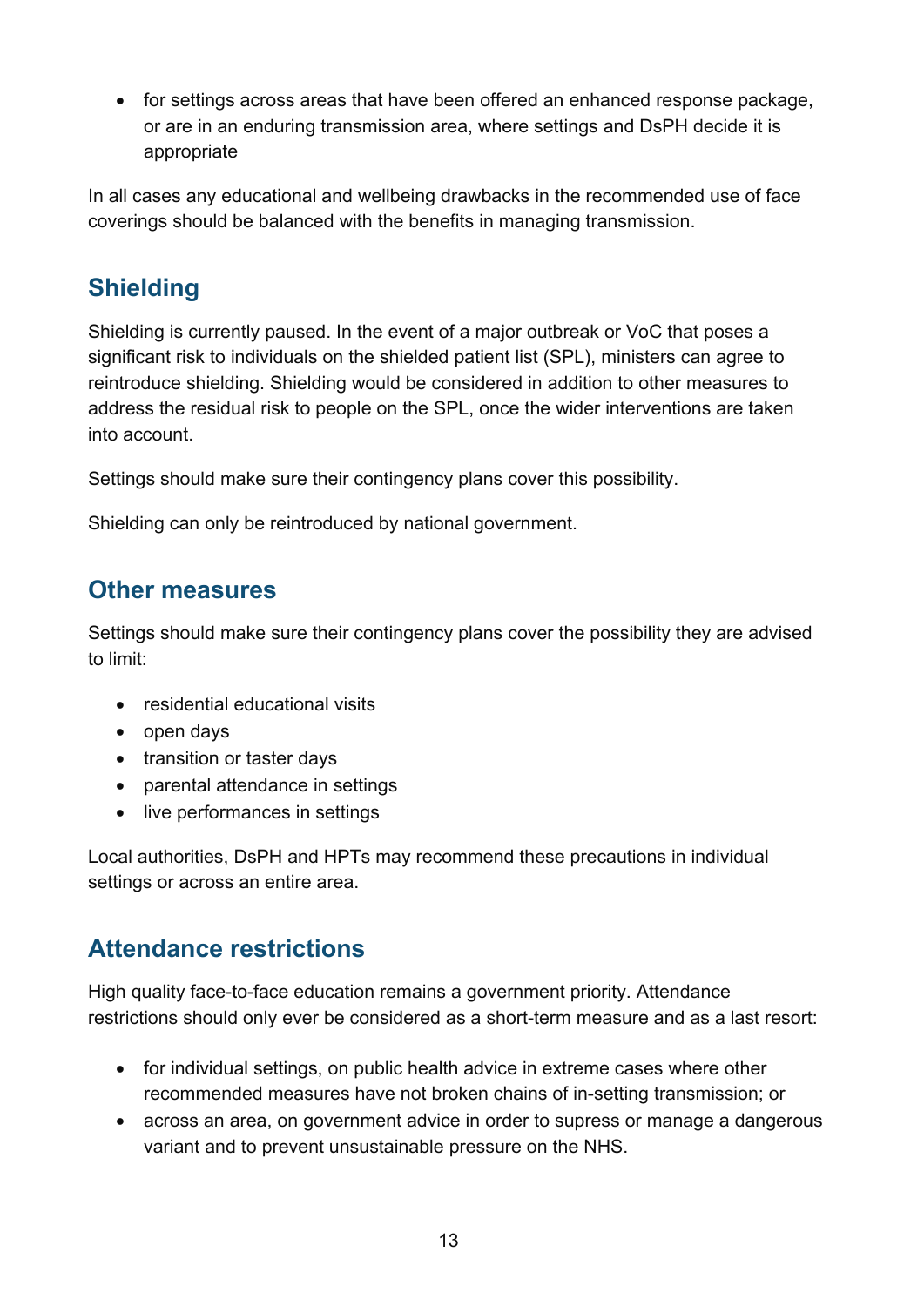- for settings across areas that have been offered an enhanced response package, or are in an enduring transmission area, where settings and DsPH decide it is appropriate

In all cases any educational and wellbeing drawbacks in the recommended use of face coverings should be balanced with the benefits in managing transmission.

## Shielding

Shielding is currently paused. In the event of a major outbreak or VoC that poses a significant risk to individuals on the shielded patient list (SPL), ministers can agree to reintroduce shielding. Shielding would be considered in addition to other measures to address the residual risk to people on the SPL, once the wider interventions are taken into account.

Settings should make sure their contingency plans cover this possibility.

Shielding can only be reintroduced by national government.

## Other measures

Settings should make sure their contingency plans cover the possibility they are advised to limit:

- residential educational visits
- open days
- transition or taster days
- parental attendance in settings
- live performances in settings

Local authorities, DsPH and HPTs may recommend these precautions in individual settings or across an entire area.

## Attendance restrictions

High quality face-to-face education remains a government priority. Attendance restrictions should only ever be considered as a short-term measure and as a last resort:

- for individual settings, on public health advice in extreme cases where other recommended measures have not broken chains of in-setting transmission; or
- across an area, on government advice in order to supress or manage a dangerous variant and to prevent unsustainable pressure on the NHS.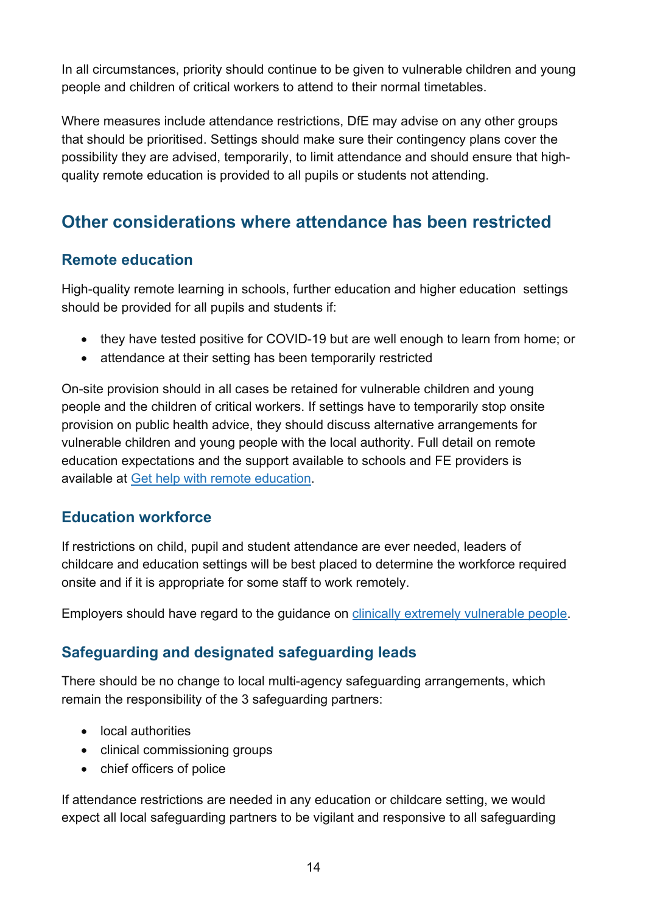In all circumstances, priority should continue to be given to vulnerable children and young people and children of critical workers to attend to their normal timetables.

Where measures include attendance restrictions, DfE may advise on any other groups that should be prioritised. Settings should make sure their contingency plans cover the possibility they are advised, temporarily, to limit attendance and should ensure that high-quality remote education is provided to all pupils or students not attending.

## Other considerations where attendance has been restricted

### Remote education

High-quality remote learning in schools, further education and higher education settings should be provided for all pupils and students if:

- they have tested positive for COVID-19 but are well enough to learn from home; or
- attendance at their setting has been temporarily restricted

On-site provision should in all cases be retained for vulnerable children and young people and the children of critical workers. If settings have to temporarily stop onsite provision on public health advice, they should discuss alternative arrangements for vulnerable children and young people with the local authority. Full detail on remote education expectations and the support available to schools and FE providers is available at [Get help with remote education](https://).

### Education workforce

If restrictions on child, pupil and student attendance are ever needed, leaders of childcare and education settings will be best placed to determine the workforce required onsite and if it is appropriate for some staff to work remotely.

Employers should have regard to the guidance on [clinically extremely vulnerable people](https://).

### Safeguarding and designated safeguarding leads

There should be no change to local multi-agency safeguarding arrangements, which remain the responsibility of the 3 safeguarding partners:

- local authorities
- clinical commissioning groups
- chief officers of police

If attendance restrictions are needed in any education or childcare setting, we would expect all local safeguarding partners to be vigilant and responsive to all safeguarding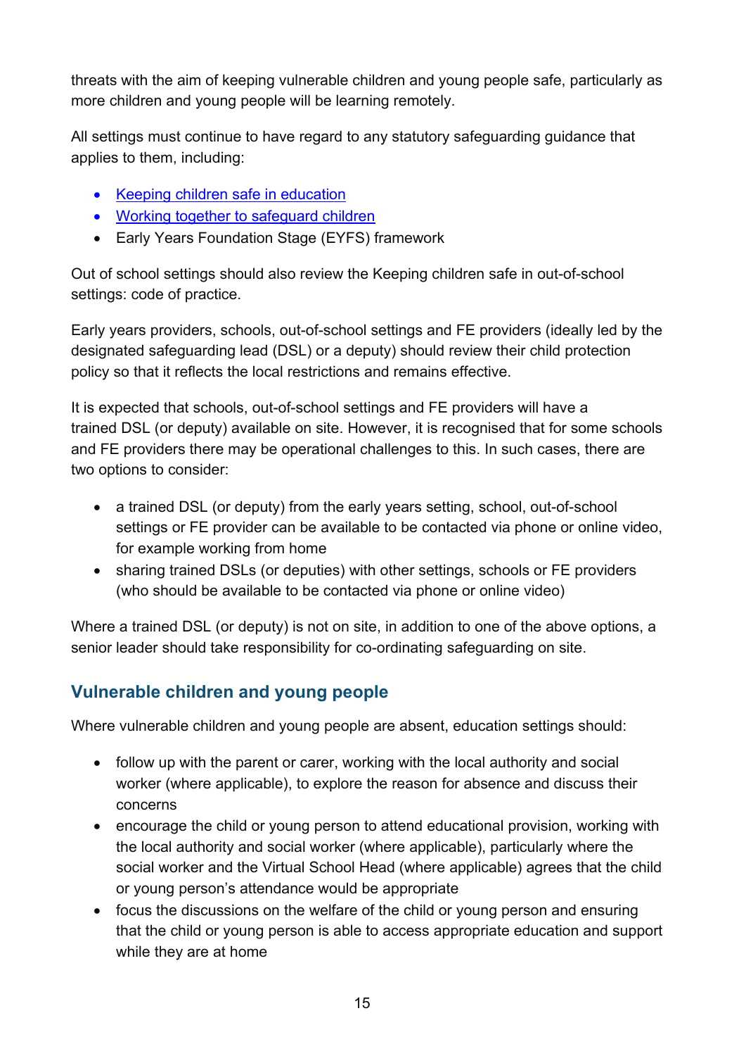threats with the aim of keeping vulnerable children and young people safe, particularly as more children and young people will be learning remotely.

All settings must continue to have regard to any statutory safeguarding guidance that applies to them, including:

- [Keeping children safe in education]
- [Working together to safeguard children]
- Early Years Foundation Stage (EYFS) framework

Out of school settings should also review the Keeping children safe in out-of-school settings: code of practice.

Early years providers, schools, out-of-school settings and FE providers (ideally led by the designated safeguarding lead (DSL) or a deputy) should review their child protection policy so that it reflects the local restrictions and remains effective.

It is expected that schools, out-of-school settings and FE providers will have a trained DSL (or deputy) available on site. However, it is recognised that for some schools and FE providers there may be operational challenges to this. In such cases, there are two options to consider:

- a trained DSL (or deputy) from the early years setting, school, out-of-school settings or FE provider can be available to be contacted via phone or online video, for example working from home
- sharing trained DSLs (or deputies) with other settings, schools or FE providers (who should be available to be contacted via phone or online video)

Where a trained DSL (or deputy) is not on site, in addition to one of the above options, a senior leader should take responsibility for co-ordinating safeguarding on site.

## Vulnerable children and young people

Where vulnerable children and young people are absent, education settings should:

- follow up with the parent or carer, working with the local authority and social worker (where applicable), to explore the reason for absence and discuss their concerns
- encourage the child or young person to attend educational provision, working with the local authority and social worker (where applicable), particularly where the social worker and the Virtual School Head (where applicable) agrees that the child or young person's attendance would be appropriate
- focus the discussions on the welfare of the child or young person and ensuring that the child or young person is able to access appropriate education and support while they are at home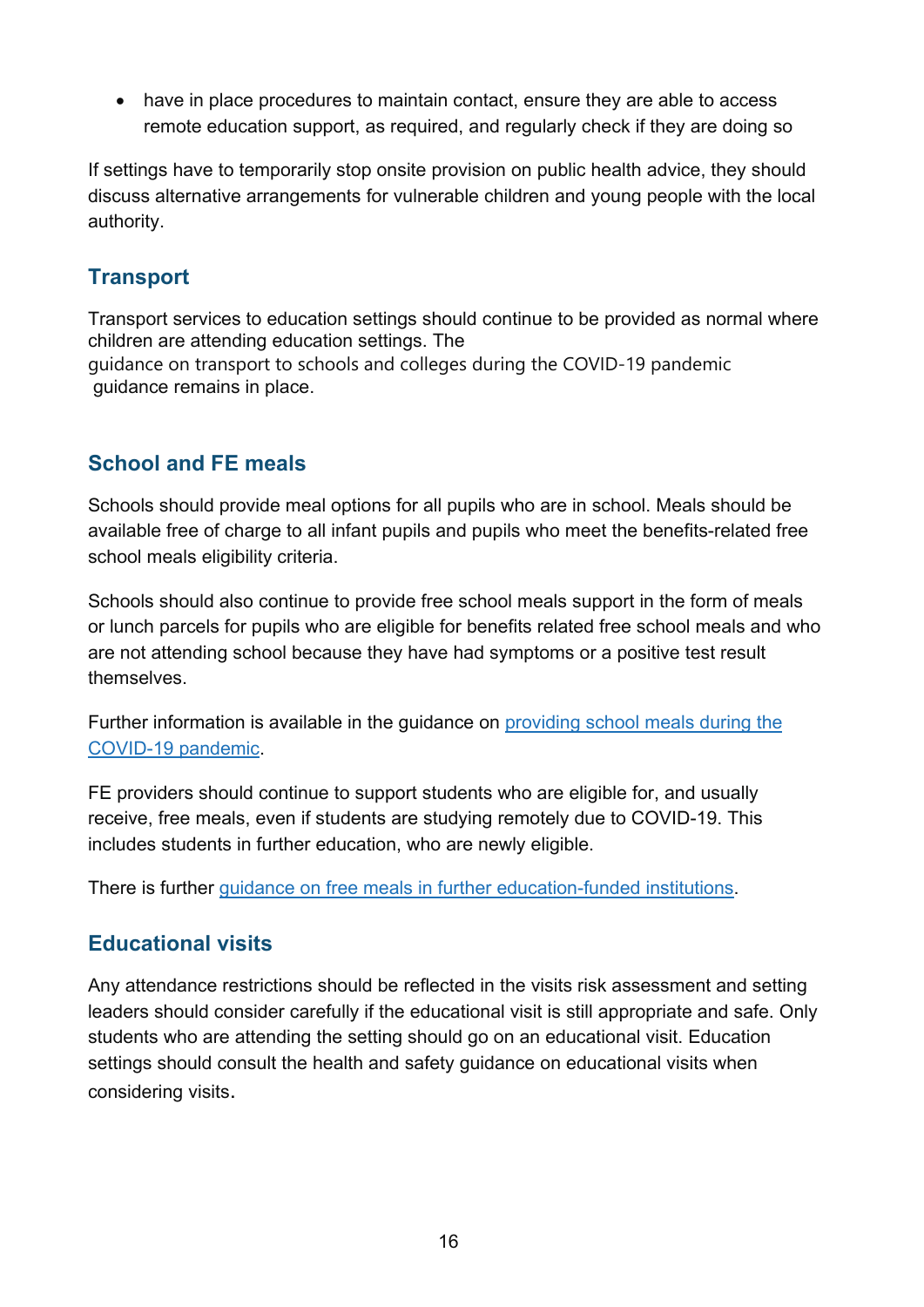- have in place procedures to maintain contact, ensure they are able to access remote education support, as required, and regularly check if they are doing so

If settings have to temporarily stop onsite provision on public health advice, they should discuss alternative arrangements for vulnerable children and young people with the local authority.

## Transport

Transport services to education settings should continue to be provided as normal where children are attending education settings. The guidance on transport to schools and colleges during the COVID-19 pandemic guidance remains in place.

## School and FE meals

Schools should provide meal options for all pupils who are in school. Meals should be available free of charge to all infant pupils and pupils who meet the benefits-related free school meals eligibility criteria.

Schools should also continue to provide free school meals support in the form of meals or lunch parcels for pupils who are eligible for benefits related free school meals and who are not attending school because they have had symptoms or a positive test result themselves.

Further information is available in the guidance on providing school meals during the COVID-19 pandemic.

FE providers should continue to support students who are eligible for, and usually receive, free meals, even if students are studying remotely due to COVID-19. This includes students in further education, who are newly eligible.

There is further guidance on free meals in further education-funded institutions.

## Educational visits

Any attendance restrictions should be reflected in the visits risk assessment and setting leaders should consider carefully if the educational visit is still appropriate and safe. Only students who are attending the setting should go on an educational visit. Education settings should consult the health and safety guidance on educational visits when considering visits.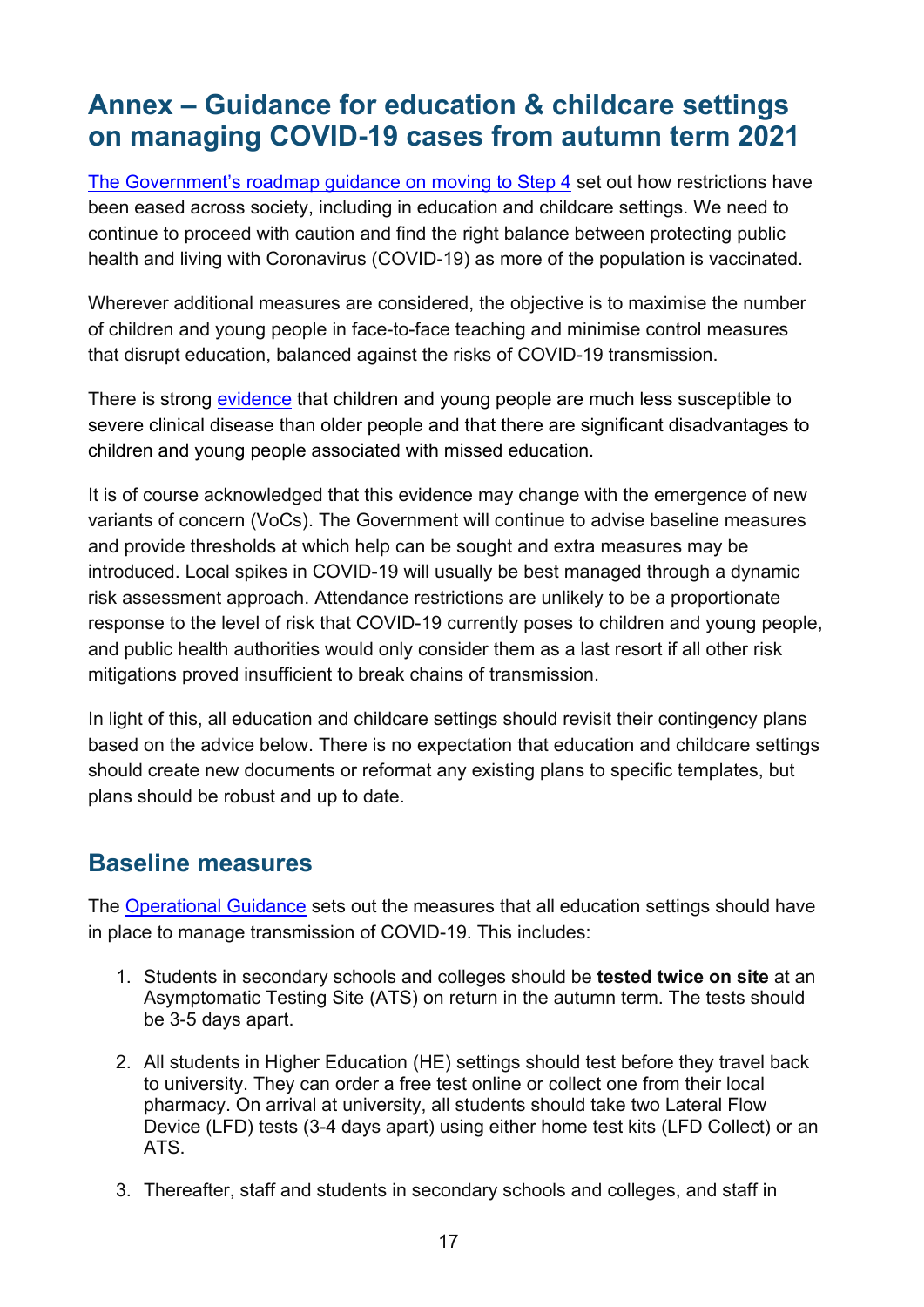# Annex – Guidance for education & childcare settings on managing COVID-19 cases from autumn term 2021

The Government's roadmap guidance on moving to Step 4 set out how restrictions have been eased across society, including in education and childcare settings. We need to continue to proceed with caution and find the right balance between protecting public health and living with Coronavirus (COVID-19) as more of the population is vaccinated.

Wherever additional measures are considered, the objective is to maximise the number of children and young people in face-to-face teaching and minimise control measures that disrupt education, balanced against the risks of COVID-19 transmission.

There is strong evidence that children and young people are much less susceptible to severe clinical disease than older people and that there are significant disadvantages to children and young people associated with missed education.

It is of course acknowledged that this evidence may change with the emergence of new variants of concern (VoCs). The Government will continue to advise baseline measures and provide thresholds at which help can be sought and extra measures may be introduced. Local spikes in COVID-19 will usually be best managed through a dynamic risk assessment approach. Attendance restrictions are unlikely to be a proportionate response to the level of risk that COVID-19 currently poses to children and young people, and public health authorities would only consider them as a last resort if all other risk mitigations proved insufficient to break chains of transmission.

In light of this, all education and childcare settings should revisit their contingency plans based on the advice below. There is no expectation that education and childcare settings should create new documents or reformat any existing plans to specific templates, but plans should be robust and up to date.

## Baseline measures

The Operational Guidance sets out the measures that all education settings should have in place to manage transmission of COVID-19. This includes:

1. Students in secondary schools and colleges should be **tested twice on site** at an Asymptomatic Testing Site (ATS) on return in the autumn term. The tests should be 3-5 days apart.
2. All students in Higher Education (HE) settings should test before they travel back to university. They can order a free test online or collect one from their local pharmacy. On arrival at university, all students should take two Lateral Flow Device (LFD) tests (3-4 days apart) using either home test kits (LFD Collect) or an ATS.
3. Thereafter, staff and students in secondary schools and colleges, and staff in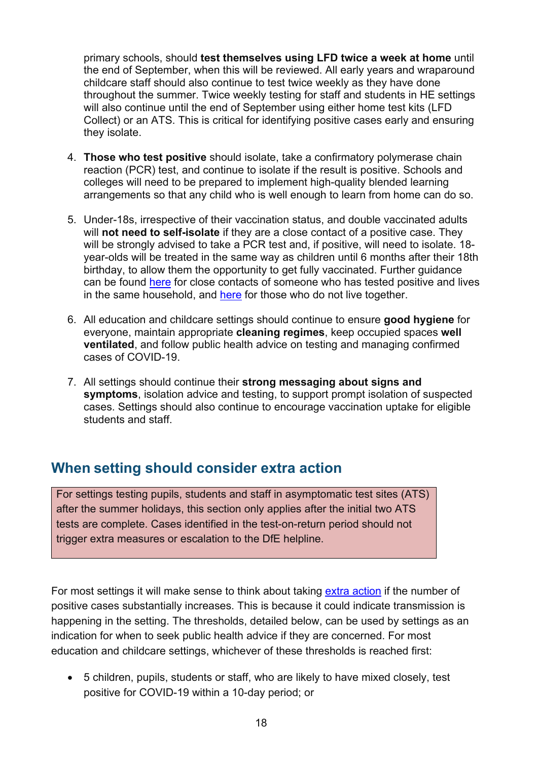primary schools, should **test themselves using LFD twice a week at home** until the end of September, when this will be reviewed. All early years and wraparound childcare staff should also continue to test twice weekly as they have done throughout the summer. Twice weekly testing for staff and students in HE settings will also continue until the end of September using either home test kits (LFD Collect) or an ATS. This is critical for identifying positive cases early and ensuring they isolate.

4. **Those who test positive** should isolate, take a confirmatory polymerase chain reaction (PCR) test, and continue to isolate if the result is positive. Schools and colleges will need to be prepared to implement high-quality blended learning arrangements so that any child who is well enough to learn from home can do so.

5. Under-18s, irrespective of their vaccination status, and double vaccinated adults will **not need to self-isolate** if they are a close contact of a positive case. They will be strongly advised to take a PCR test and, if positive, will need to isolate. 18-year-olds will be treated in the same way as children until 6 months after their 18th birthday, to allow them the opportunity to get fully vaccinated. Further guidance can be found [here]() for close contacts of someone who has tested positive and lives in the same household, and [here]() for those who do not live together.

6. All education and childcare settings should continue to ensure **good hygiene** for everyone, maintain appropriate **cleaning regimes**, keep occupied spaces **well ventilated**, and follow public health advice on testing and managing confirmed cases of COVID-19.

7. All settings should continue their **strong messaging about signs and symptoms**, isolation advice and testing, to support prompt isolation of suspected cases. Settings should also continue to encourage vaccination uptake for eligible students and staff.

## When setting should consider extra action

For settings testing pupils, students and staff in asymptomatic test sites (ATS) after the summer holidays, this section only applies after the initial two ATS tests are complete. Cases identified in the test-on-return period should not trigger extra measures or escalation to the DfE helpline.

For most settings it will make sense to think about taking [extra action]() if the number of positive cases substantially increases. This is because it could indicate transmission is happening in the setting. The thresholds, detailed below, can be used by settings as an indication for when to seek public health advice if they are concerned. For most education and childcare settings, whichever of these thresholds is reached first:

- 5 children, pupils, students or staff, who are likely to have mixed closely, test positive for COVID-19 within a 10-day period; or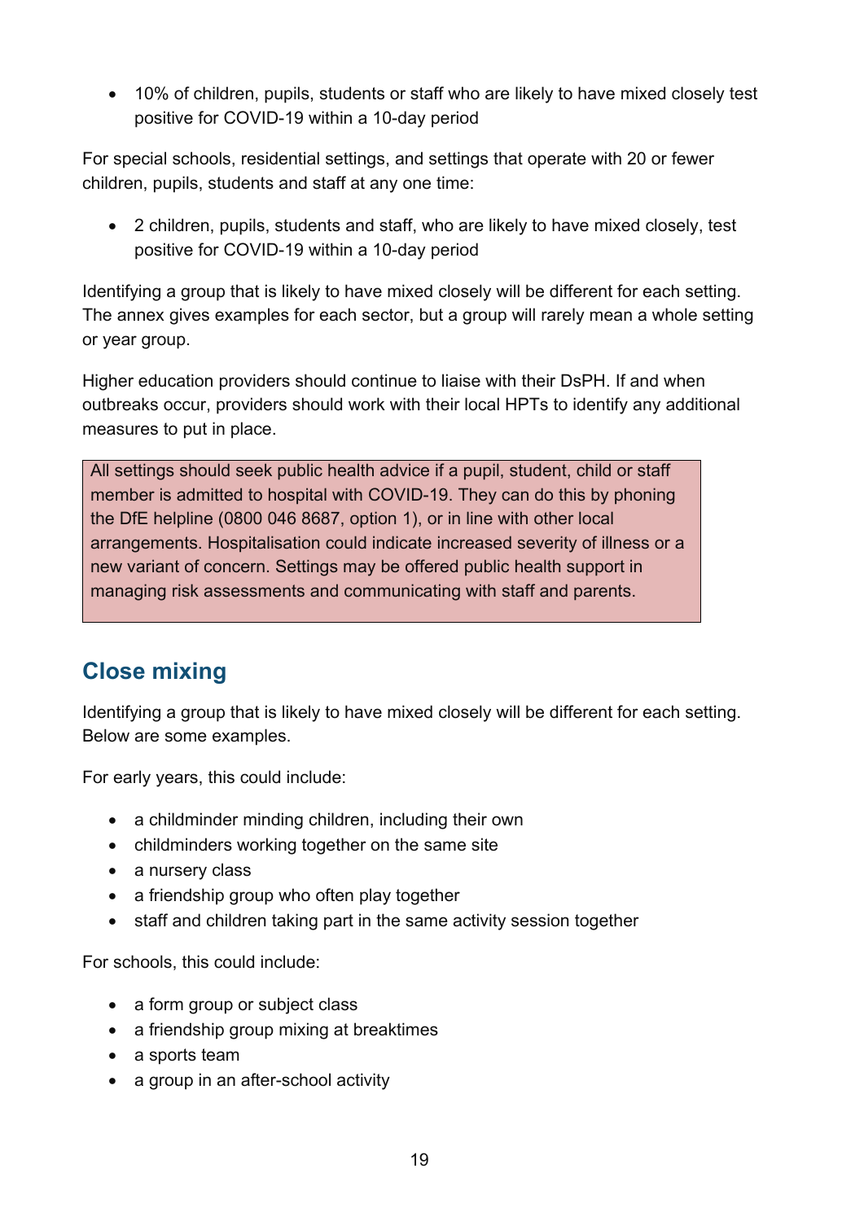- 10% of children, pupils, students or staff who are likely to have mixed closely test positive for COVID-19 within a 10-day period

For special schools, residential settings, and settings that operate with 20 or fewer children, pupils, students and staff at any one time:

- 2 children, pupils, students and staff, who are likely to have mixed closely, test positive for COVID-19 within a 10-day period

Identifying a group that is likely to have mixed closely will be different for each setting. The annex gives examples for each sector, but a group will rarely mean a whole setting or year group.

Higher education providers should continue to liaise with their DsPH. If and when outbreaks occur, providers should work with their local HPTs to identify any additional measures to put in place.

> All settings should seek public health advice if a pupil, student, child or staff member is admitted to hospital with COVID-19. They can do this by phoning the DfE helpline (0800 046 8687, option 1), or in line with other local arrangements. Hospitalisation could indicate increased severity of illness or a new variant of concern. Settings may be offered public health support in managing risk assessments and communicating with staff and parents.

## Close mixing

Identifying a group that is likely to have mixed closely will be different for each setting. Below are some examples.

For early years, this could include:

- a childminder minding children, including their own
- childminders working together on the same site
- a nursery class
- a friendship group who often play together
- staff and children taking part in the same activity session together

For schools, this could include:

- a form group or subject class
- a friendship group mixing at breaktimes
- a sports team
- a group in an after-school activity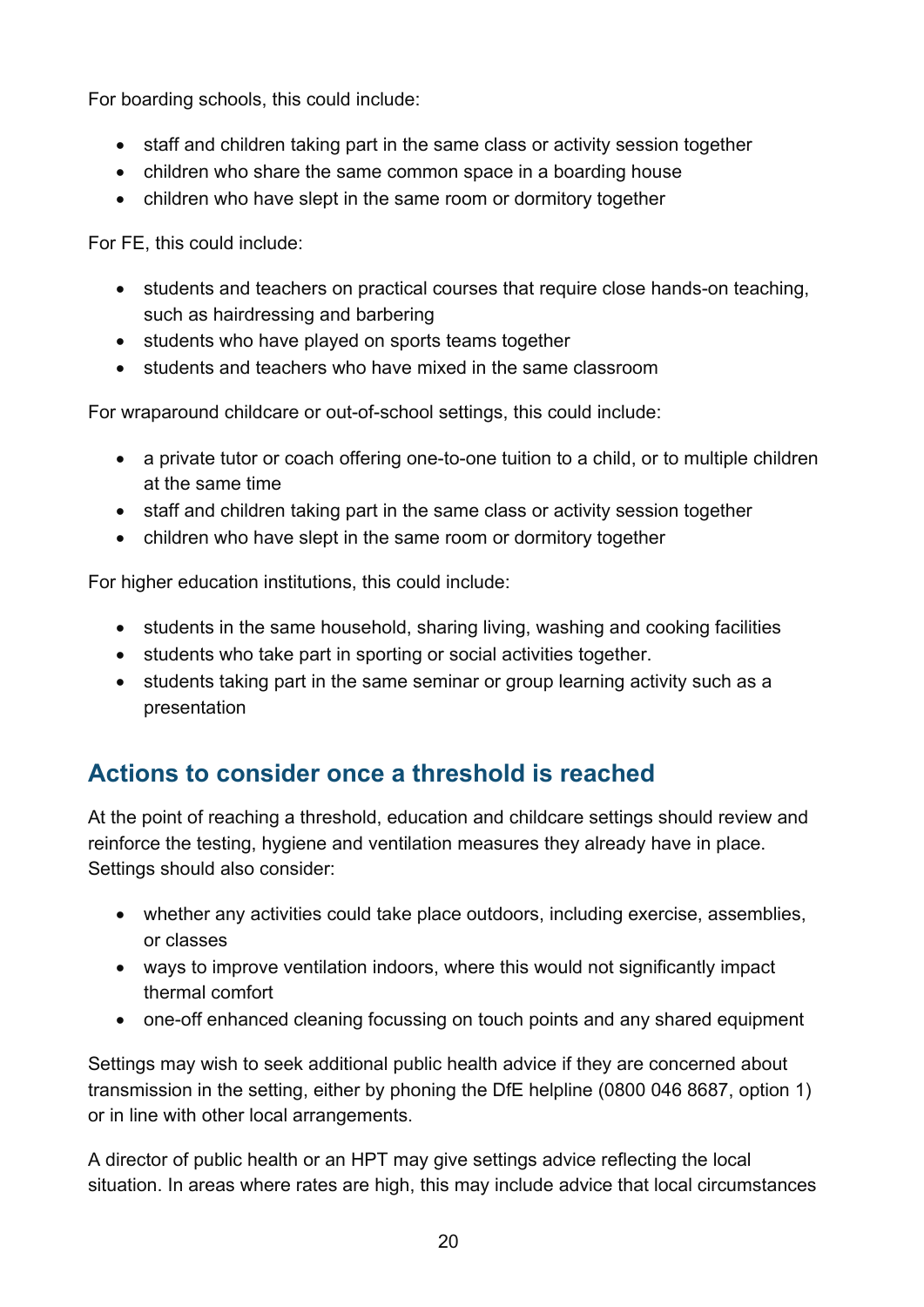For boarding schools, this could include:

- staff and children taking part in the same class or activity session together
- children who share the same common space in a boarding house
- children who have slept in the same room or dormitory together

For FE, this could include:

- students and teachers on practical courses that require close hands-on teaching, such as hairdressing and barbering
- students who have played on sports teams together
- students and teachers who have mixed in the same classroom

For wraparound childcare or out-of-school settings, this could include:

- a private tutor or coach offering one-to-one tuition to a child, or to multiple children at the same time
- staff and children taking part in the same class or activity session together
- children who have slept in the same room or dormitory together

For higher education institutions, this could include:

- students in the same household, sharing living, washing and cooking facilities
- students who take part in sporting or social activities together.
- students taking part in the same seminar or group learning activity such as a presentation

## Actions to consider once a threshold is reached

At the point of reaching a threshold, education and childcare settings should review and reinforce the testing, hygiene and ventilation measures they already have in place. Settings should also consider:

- whether any activities could take place outdoors, including exercise, assemblies, or classes
- ways to improve ventilation indoors, where this would not significantly impact thermal comfort
- one-off enhanced cleaning focussing on touch points and any shared equipment

Settings may wish to seek additional public health advice if they are concerned about transmission in the setting, either by phoning the DfE helpline (0800 046 8687, option 1) or in line with other local arrangements.

A director of public health or an HPT may give settings advice reflecting the local situation. In areas where rates are high, this may include advice that local circumstances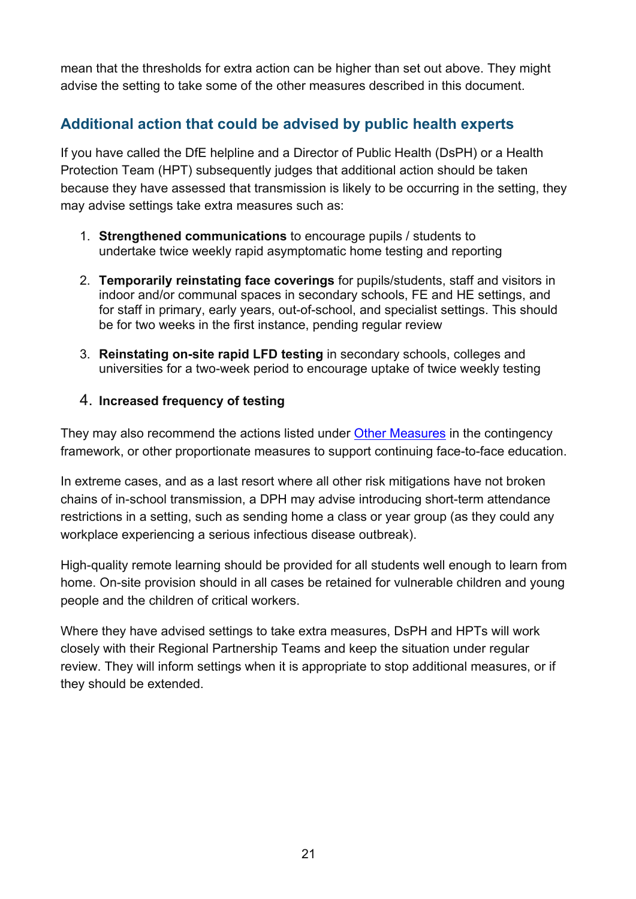mean that the thresholds for extra action can be higher than set out above. They might advise the setting to take some of the other measures described in this document.

## Additional action that could be advised by public health experts

If you have called the DfE helpline and a Director of Public Health (DsPH) or a Health Protection Team (HPT) subsequently judges that additional action should be taken because they have assessed that transmission is likely to be occurring in the setting, they may advise settings take extra measures such as:

1. **Strengthened communications** to encourage pupils / students to undertake twice weekly rapid asymptomatic home testing and reporting

2. **Temporarily reinstating face coverings** for pupils/students, staff and visitors in indoor and/or communal spaces in secondary schools, FE and HE settings, and for staff in primary, early years, out-of-school, and specialist settings. This should be for two weeks in the first instance, pending regular review

3. **Reinstating on-site rapid LFD testing** in secondary schools, colleges and universities for a two-week period to encourage uptake of twice weekly testing

4. **Increased frequency of testing**

They may also recommend the actions listed under Other Measures in the contingency framework, or other proportionate measures to support continuing face-to-face education.

In extreme cases, and as a last resort where all other risk mitigations have not broken chains of in-school transmission, a DPH may advise introducing short-term attendance restrictions in a setting, such as sending home a class or year group (as they could any workplace experiencing a serious infectious disease outbreak).

High-quality remote learning should be provided for all students well enough to learn from home. On-site provision should in all cases be retained for vulnerable children and young people and the children of critical workers.

Where they have advised settings to take extra measures, DsPH and HPTs will work closely with their Regional Partnership Teams and keep the situation under regular review. They will inform settings when it is appropriate to stop additional measures, or if they should be extended.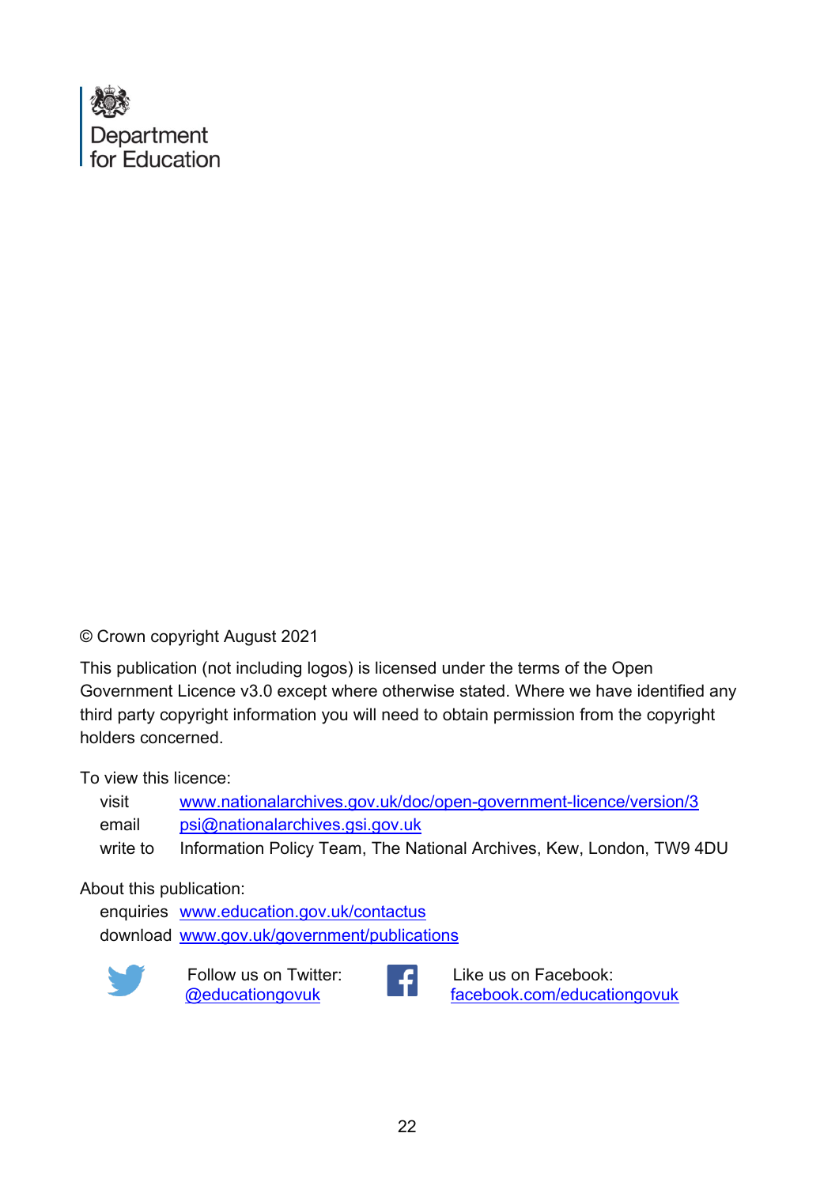Department for Education

© Crown copyright August 2021

This publication (not including logos) is licensed under the terms of the Open Government Licence v3.0 except where otherwise stated. Where we have identified any third party copyright information you will need to obtain permission from the copyright holders concerned.

To view this licence:

visit www.nationalarchives.gov.uk/doc/open-government-licence/version/3
email psi@nationalarchives.gsi.gov.uk
write to Information Policy Team, The National Archives, Kew, London, TW9 4DU

About this publication:

enquiries www.education.gov.uk/contactus
download www.gov.uk/government/publications

Follow us on Twitter: @educationgovuk

Like us on Facebook: facebook.com/educationgovuk